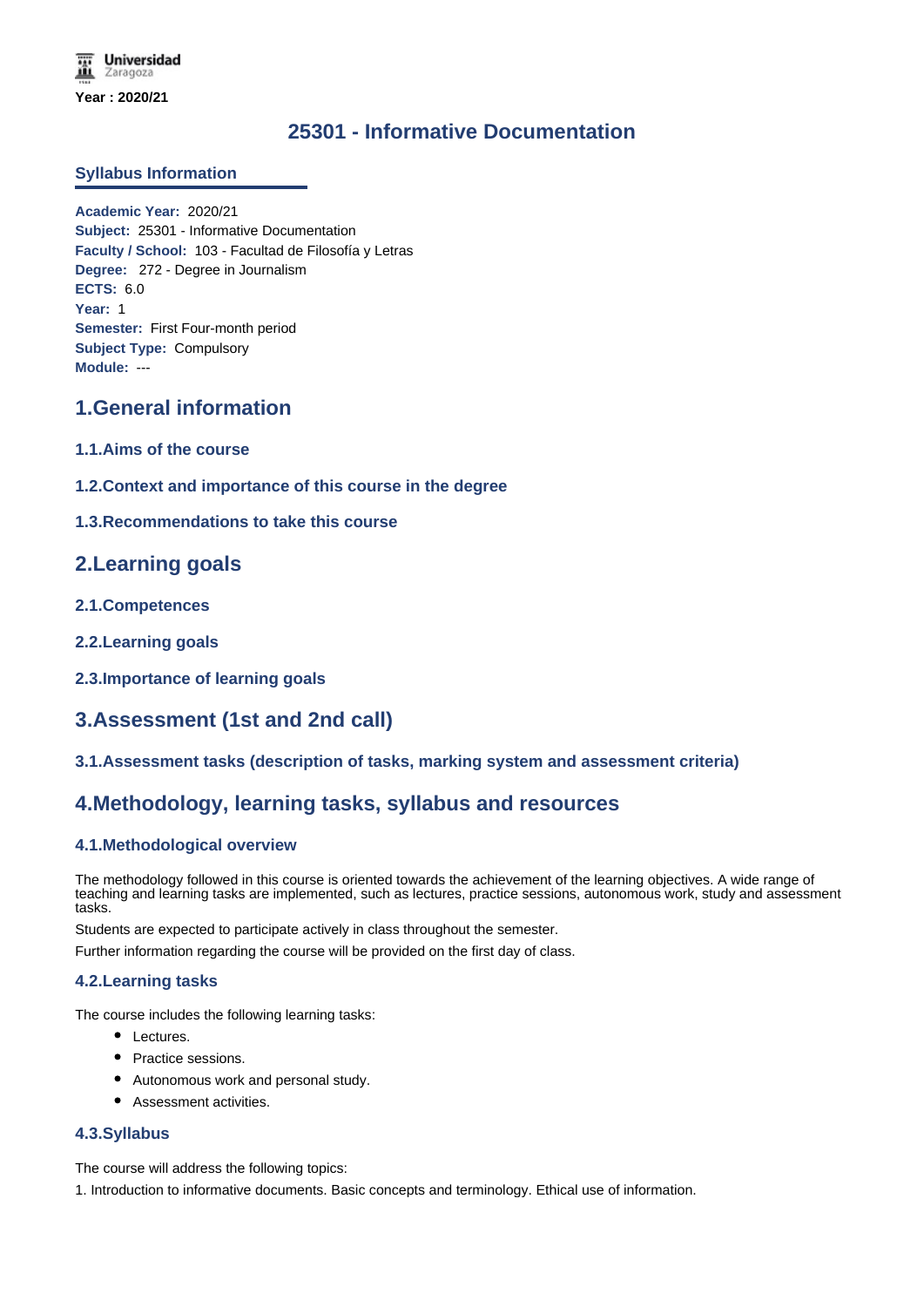Universidad Zaragoza

**Year : 2020/21**

# 25301 - Informative Documentation

## Syllabus Information

**Academic Year:** 2020/21
**Subject:** 25301 - Informative Documentation
**Faculty / School:** 103 - Facultad de Filosofía y Letras
**Degree:** 272 - Degree in Journalism
**ECTS:** 6.0
**Year:** 1
**Semester:** First Four-month period
**Subject Type:** Compulsory
**Module:** ---

## 1.General information

### 1.1.Aims of the course

### 1.2.Context and importance of this course in the degree

### 1.3.Recommendations to take this course

## 2.Learning goals

### 2.1.Competences

### 2.2.Learning goals

### 2.3.Importance of learning goals

## 3.Assessment (1st and 2nd call)

### 3.1.Assessment tasks (description of tasks, marking system and assessment criteria)

## 4.Methodology, learning tasks, syllabus and resources

### 4.1.Methodological overview

The methodology followed in this course is oriented towards the achievement of the learning objectives. A wide range of teaching and learning tasks are implemented, such as lectures, practice sessions, autonomous work, study and assessment tasks.

Students are expected to participate actively in class throughout the semester.

Further information regarding the course will be provided on the first day of class.

### 4.2.Learning tasks

The course includes the following learning tasks:

- Lectures.
- Practice sessions.
- Autonomous work and personal study.
- Assessment activities.

### 4.3.Syllabus

The course will address the following topics:

1. Introduction to informative documents. Basic concepts and terminology. Ethical use of information.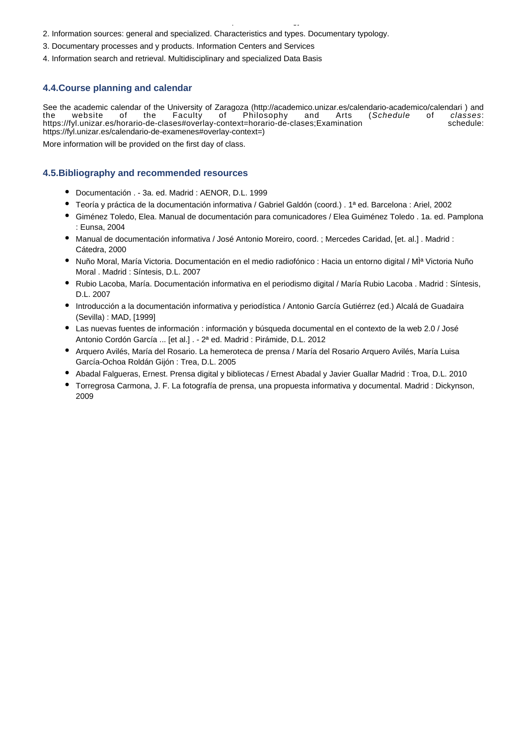2. Information sources: general and specialized. Characteristics and types. Documentary typology.

3. Documentary processes and y products. Information Centers and Services

4. Information search and retrieval. Multidisciplinary and specialized Data Basis

### 4.4.Course planning and calendar

See the academic calendar of the University of Zaragoza (http://academico.unizar.es/calendario-academico/calendari ) and the website of the Faculty of Philosophy and Arts (*Schedule of classes*: https://fyl.unizar.es/horario-de-clases#overlay-context=horario-de-clases;Examination schedule: https://fyl.unizar.es/calendario-de-examenes#overlay-context=)

More information will be provided on the first day of class.

### 4.5.Bibliography and recommended resources

- Documentación . - 3a. ed. Madrid : AENOR, D.L. 1999
- Teoría y práctica de la documentación informativa / Gabriel Galdón (coord.) . 1ª ed. Barcelona : Ariel, 2002
- Giménez Toledo, Elea. Manual de documentación para comunicadores / Elea Guiménez Toledo . 1a. ed. Pamplona : Eunsa, 2004
- Manual de documentación informativa / José Antonio Moreiro, coord. ; Mercedes Caridad, [et. al.] . Madrid : Cátedra, 2000
- Nuño Moral, María Victoria. Documentación en el medio radiofónico : Hacia un entorno digital / MÌª Victoria Nuño Moral . Madrid : Síntesis, D.L. 2007
- Rubio Lacoba, María. Documentación informativa en el periodismo digital / María Rubio Lacoba . Madrid : Síntesis, D.L. 2007
- Introducción a la documentación informativa y periodística / Antonio García Gutiérrez (ed.) Alcalá de Guadaira (Sevilla) : MAD, [1999]
- Las nuevas fuentes de información : información y búsqueda documental en el contexto de la web 2.0 / José Antonio Cordón García ... [et al.] . - 2ª ed. Madrid : Pirámide, D.L. 2012
- Arquero Avilés, María del Rosario. La hemeroteca de prensa / María del Rosario Arquero Avilés, María Luisa García-Ochoa Roldán Gijón : Trea, D.L. 2005
- Abadal Falgueras, Ernest. Prensa digital y bibliotecas / Ernest Abadal y Javier Guallar Madrid : Troa, D.L. 2010
- Torregrosa Carmona, J. F. La fotografía de prensa, una propuesta informativa y documental. Madrid : Dickynson, 2009